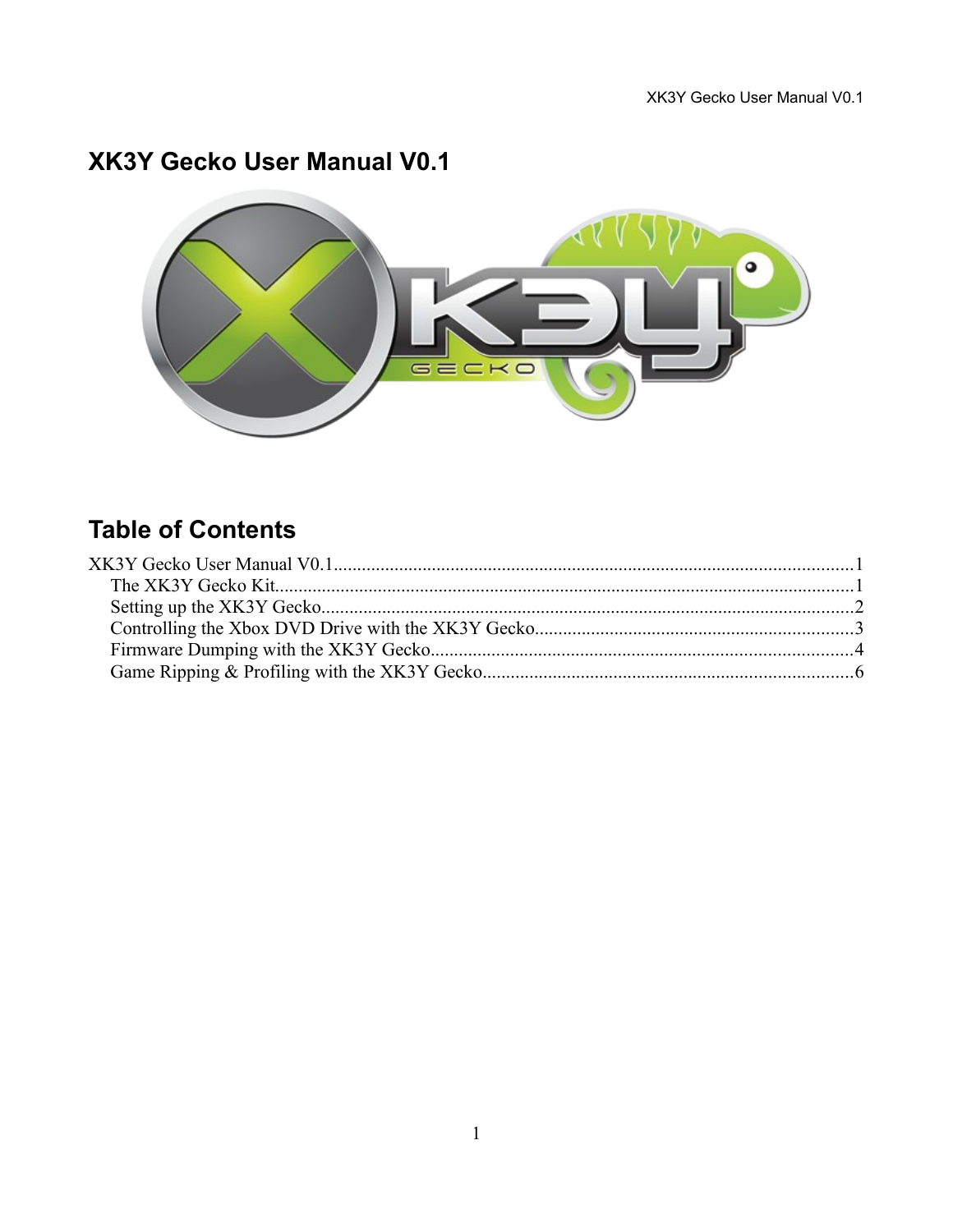# XK3Y Gecko User Manual V0.1

## Table of Contents

XK3Y Gecko User Manual V0.1..............................................................................................................1
- The XK3Y Gecko Kit...........................................................................................................................1
- Setting up the XK3Y Gecko.................................................................................................................2
- Controlling the Xbox DVD Drive with the XK3Y Gecko....................................................................3
- Firmware Dumping with the XK3Y Gecko..........................................................................................4
- Game Ripping & Profiling with the XK3Y Gecko...............................................................................6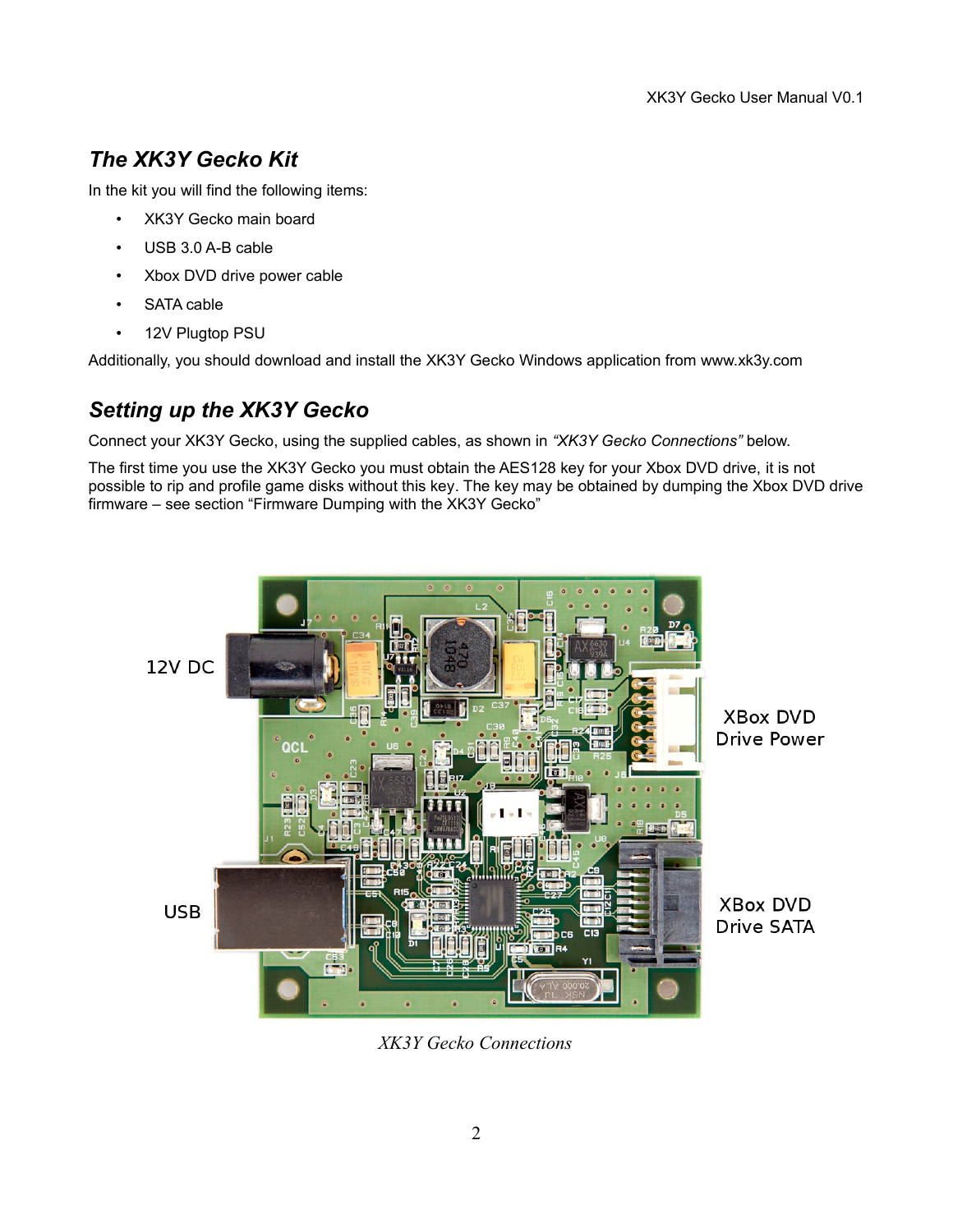## The XK3Y Gecko Kit

In the kit you will find the following items:

- XK3Y Gecko main board
- USB 3.0 A-B cable
- Xbox DVD drive power cable
- SATA cable
- 12V Plugtop PSU

Additionally, you should download and install the XK3Y Gecko Windows application from www.xk3y.com

## Setting up the XK3Y Gecko

Connect your XK3Y Gecko, using the supplied cables, as shown in *"XK3Y Gecko Connections"* below.

The first time you use the XK3Y Gecko you must obtain the AES128 key for your Xbox DVD drive, it is not possible to rip and profile game disks without this key. The key may be obtained by dumping the Xbox DVD drive firmware – see section "Firmware Dumping with the XK3Y Gecko"

12V DC

XBox DVD Drive Power

USB

XBox DVD Drive SATA

*XK3Y Gecko Connections*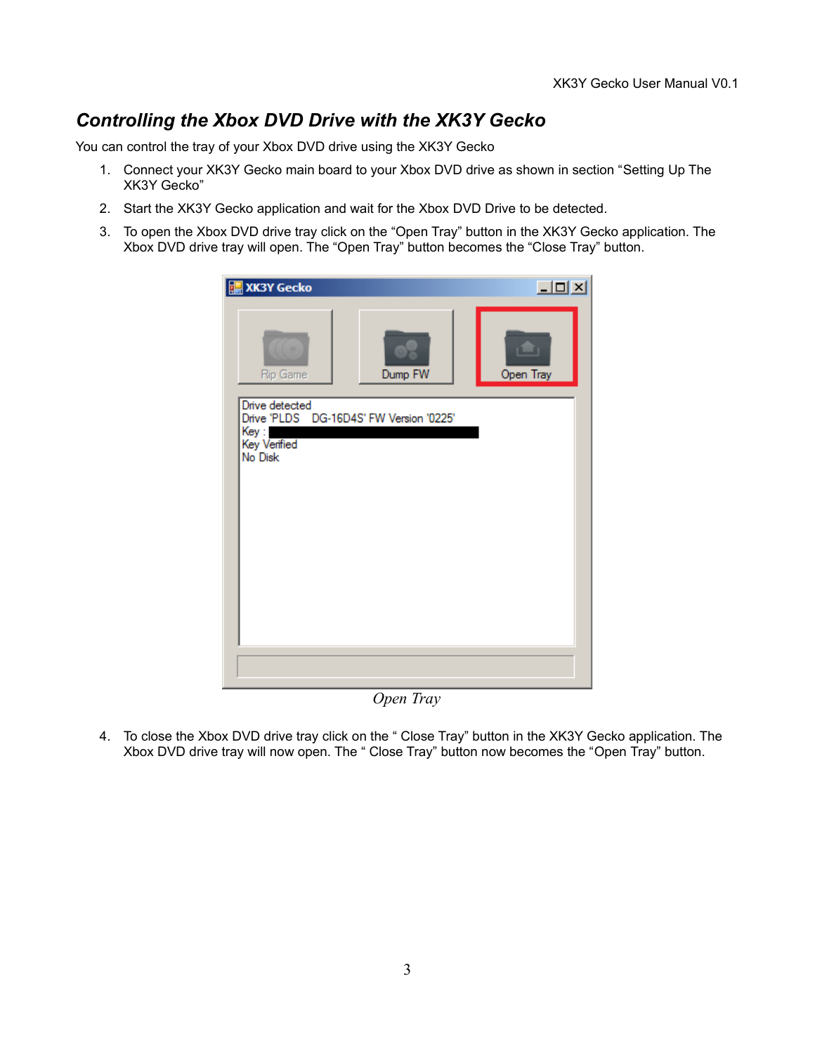## Controlling the Xbox DVD Drive with the XK3Y Gecko

You can control the tray of your Xbox DVD drive using the XK3Y Gecko

1. Connect your XK3Y Gecko main board to your Xbox DVD drive as shown in section "Setting Up The XK3Y Gecko"
2. Start the XK3Y Gecko application and wait for the Xbox DVD Drive to be detected.
3. To open the Xbox DVD drive tray click on the "Open Tray" button in the XK3Y Gecko application. The Xbox DVD drive tray will open. The "Open Tray" button becomes the "Close Tray" button.

*Open Tray*

4. To close the Xbox DVD drive tray click on the " Close Tray" button in the XK3Y Gecko application. The Xbox DVD drive tray will now open. The " Close Tray" button now becomes the "Open Tray" button.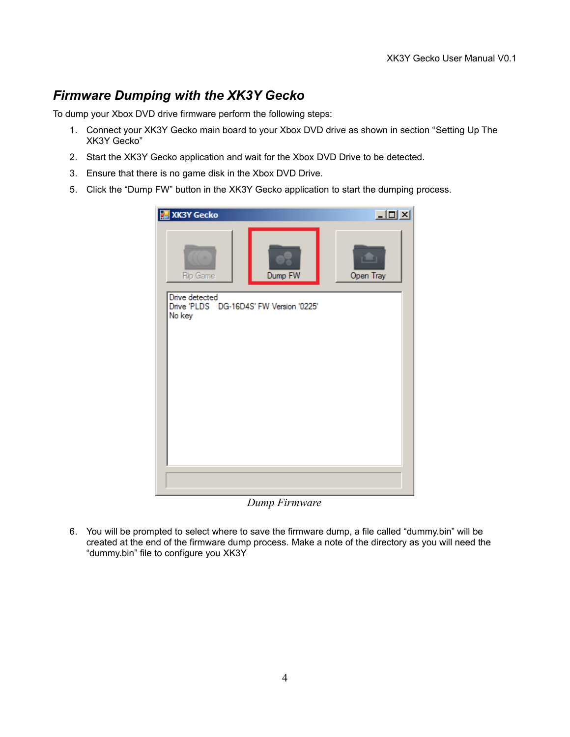## *Firmware Dumping with the XK3Y Gecko*

To dump your Xbox DVD drive firmware perform the following steps:

1. Connect your XK3Y Gecko main board to your Xbox DVD drive as shown in section "Setting Up The XK3Y Gecko"
2. Start the XK3Y Gecko application and wait for the Xbox DVD Drive to be detected.
3. Ensure that there is no game disk in the Xbox DVD Drive.
5. Click the "Dump FW" button in the XK3Y Gecko application to start the dumping process.

*Dump Firmware*

6. You will be prompted to select where to save the firmware dump, a file called "dummy.bin" will be created at the end of the firmware dump process. Make a note of the directory as you will need the "dummy.bin" file to configure you XK3Y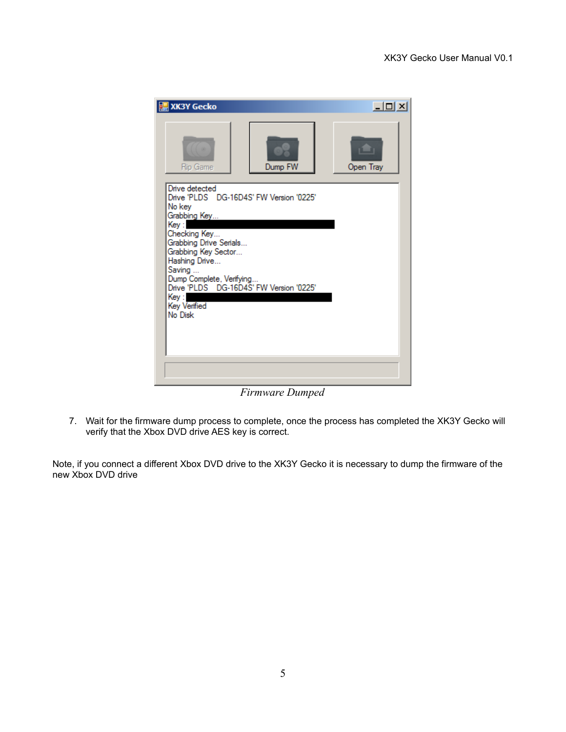*Firmware Dumped*

7. Wait for the firmware dump process to complete, once the process has completed the XK3Y Gecko will verify that the Xbox DVD drive AES key is correct.

Note, if you connect a different Xbox DVD drive to the XK3Y Gecko it is necessary to dump the firmware of the new Xbox DVD drive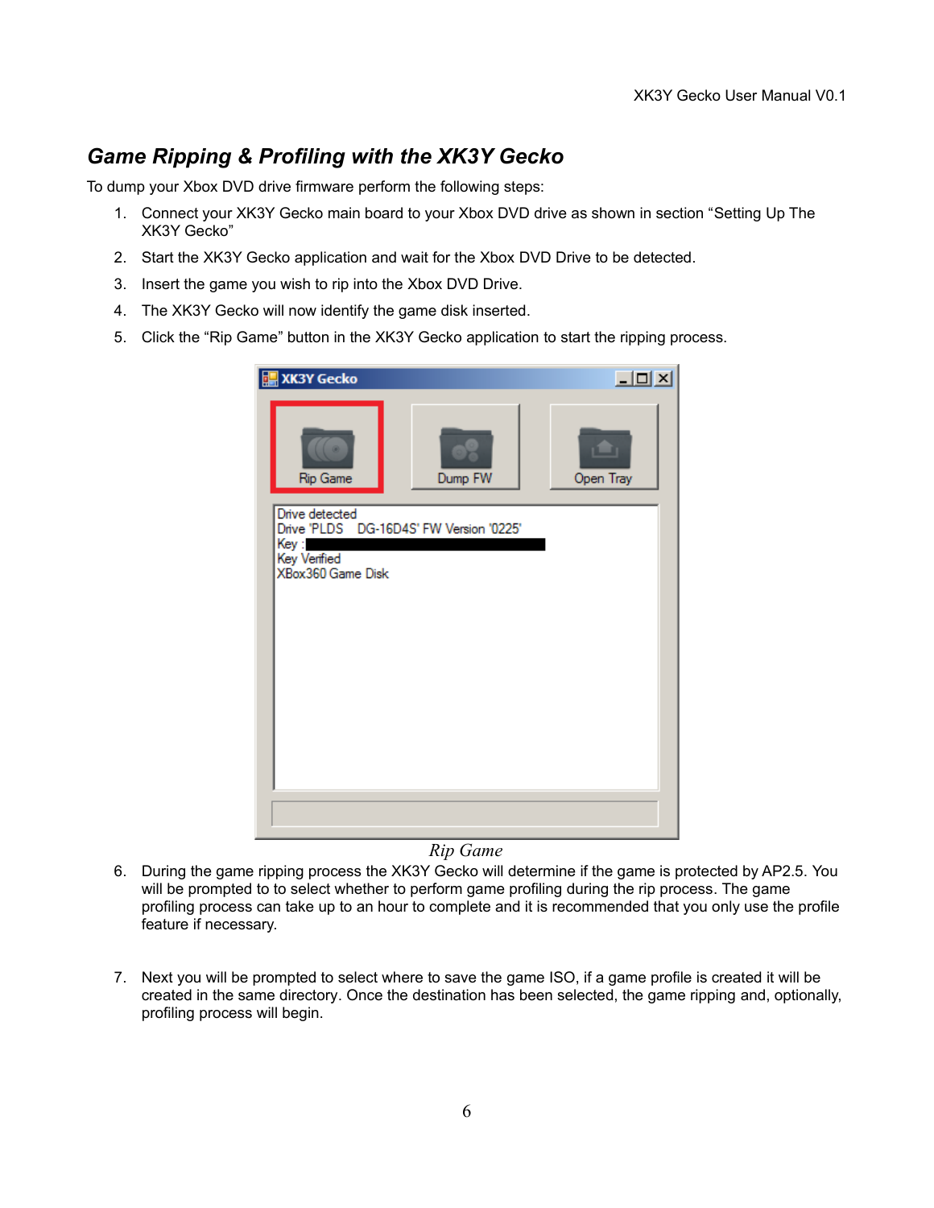## *Game Ripping & Profiling with the XK3Y Gecko*

To dump your Xbox DVD drive firmware perform the following steps:

1. Connect your XK3Y Gecko main board to your Xbox DVD drive as shown in section "Setting Up The XK3Y Gecko"
2. Start the XK3Y Gecko application and wait for the Xbox DVD Drive to be detected.
3. Insert the game you wish to rip into the Xbox DVD Drive.
4. The XK3Y Gecko will now identify the game disk inserted.
5. Click the "Rip Game" button in the XK3Y Gecko application to start the ripping process.

XK3Y Gecko

Rip Game

Dump FW

Open Tray

Drive detected
Drive 'PLDS DG-16D4S' FW Version '0225'
Key :
Key Verified
XBox360 Game Disk

*Rip Game*

6. During the game ripping process the XK3Y Gecko will determine if the game is protected by AP2.5. You will be prompted to to select whether to perform game profiling during the rip process. The game profiling process can take up to an hour to complete and it is recommended that you only use the profile feature if necessary.

7. Next you will be prompted to select where to save the game ISO, if a game profile is created it will be created in the same directory. Once the destination has been selected, the game ripping and, optionally, profiling process will begin.